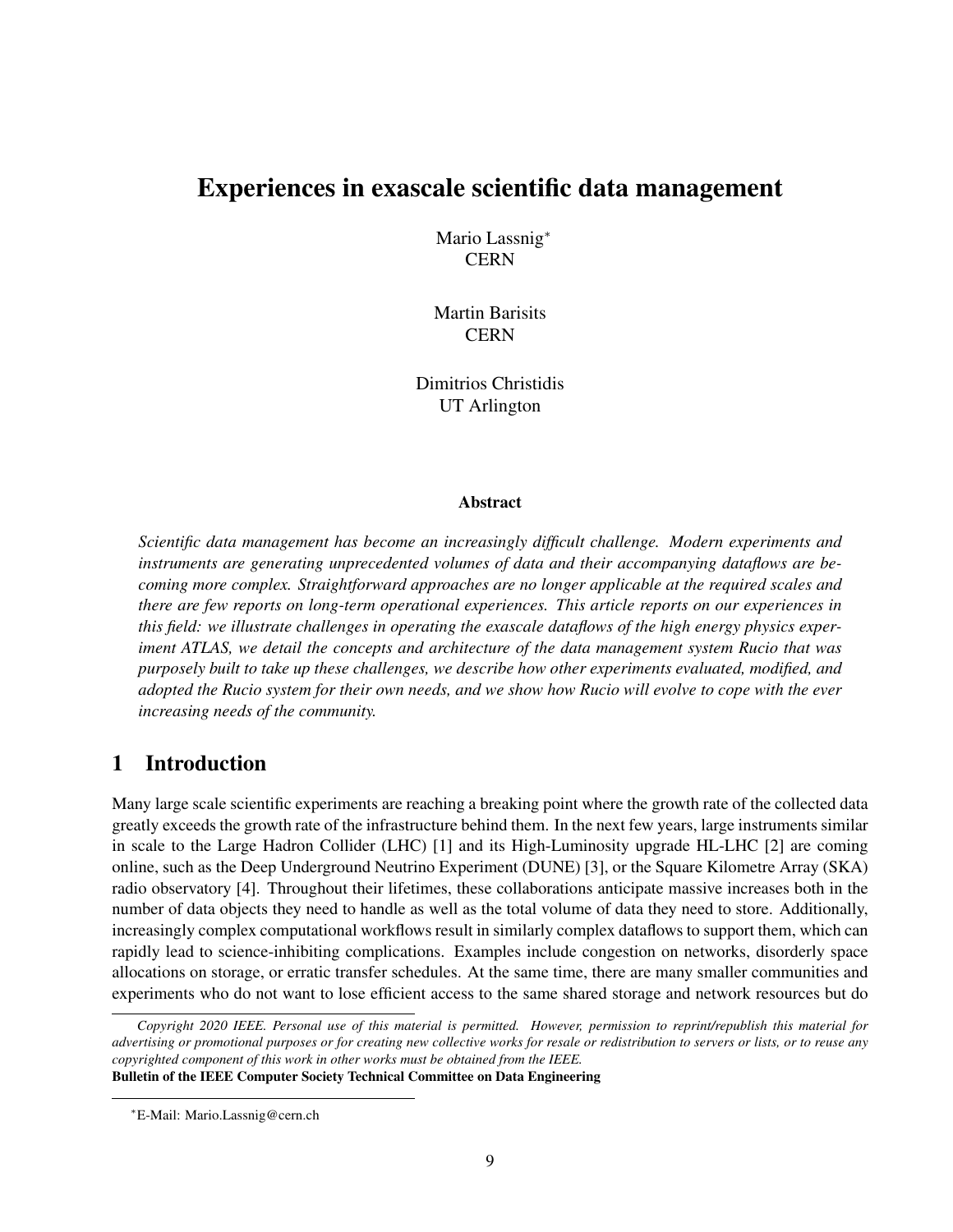# Experiences in exascale scientific data management

Mario Lassnig[*]
CERN

Martin Barisits
CERN

Dimitrios Christidis
UT Arlington

### Abstract

*Scientific data management has become an increasingly difficult challenge. Modern experiments and instruments are generating unprecedented volumes of data and their accompanying dataflows are becoming more complex. Straightforward approaches are no longer applicable at the required scales and there are few reports on long-term operational experiences. This article reports on our experiences in this field: we illustrate challenges in operating the exascale dataflows of the high energy physics experiment ATLAS, we detail the concepts and architecture of the data management system Rucio that was purposely built to take up these challenges, we describe how other experiments evaluated, modified, and adopted the Rucio system for their own needs, and we show how Rucio will evolve to cope with the ever increasing needs of the community.*

## 1 Introduction

Many large scale scientific experiments are reaching a breaking point where the growth rate of the collected data greatly exceeds the growth rate of the infrastructure behind them. In the next few years, large instruments similar in scale to the Large Hadron Collider (LHC) [1] and its High-Luminosity upgrade HL-LHC [2] are coming online, such as the Deep Underground Neutrino Experiment (DUNE) [3], or the Square Kilometre Array (SKA) radio observatory [4]. Throughout their lifetimes, these collaborations anticipate massive increases both in the number of data objects they need to handle as well as the total volume of data they need to store. Additionally, increasingly complex computational workflows result in similarly complex dataflows to support them, which can rapidly lead to science-inhibiting complications. Examples include congestion on networks, disorderly space allocations on storage, or erratic transfer schedules. At the same time, there are many smaller communities and experiments who do not want to lose efficient access to the same shared storage and network resources but do

*Copyright 2020 IEEE. Personal use of this material is permitted. However, permission to reprint/republish this material for advertising or promotional purposes or for creating new collective works for resale or redistribution to servers or lists, or to reuse any copyrighted component of this work in other works must be obtained from the IEEE.*
**Bulletin of the IEEE Computer Society Technical Committee on Data Engineering**

[*]E-Mail: Mario.Lassnig@cern.ch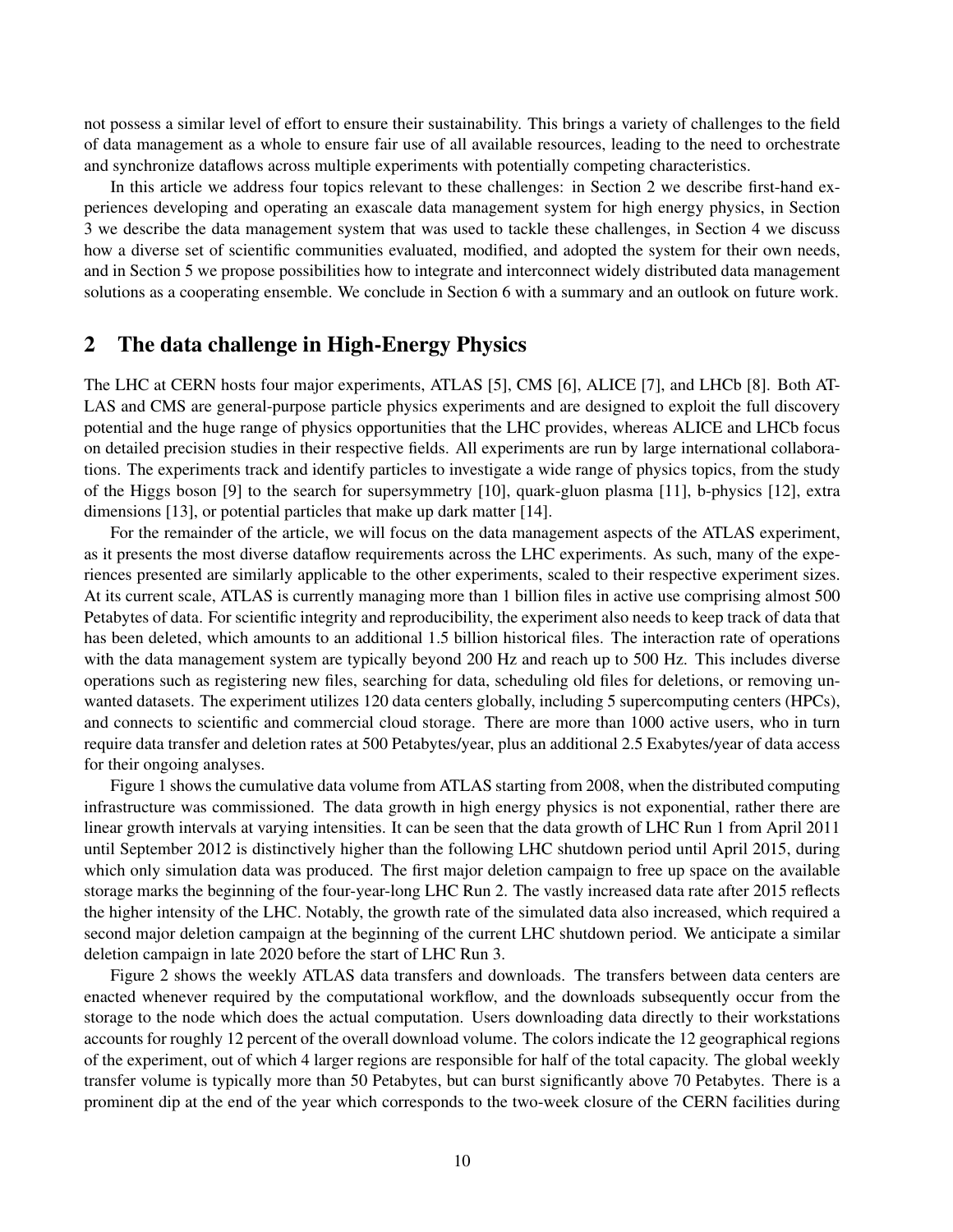not possess a similar level of effort to ensure their sustainability. This brings a variety of challenges to the field of data management as a whole to ensure fair use of all available resources, leading to the need to orchestrate and synchronize dataflows across multiple experiments with potentially competing characteristics.

In this article we address four topics relevant to these challenges: in Section 2 we describe first-hand experiences developing and operating an exascale data management system for high energy physics, in Section 3 we describe the data management system that was used to tackle these challenges, in Section 4 we discuss how a diverse set of scientific communities evaluated, modified, and adopted the system for their own needs, and in Section 5 we propose possibilities how to integrate and interconnect widely distributed data management solutions as a cooperating ensemble. We conclude in Section 6 with a summary and an outlook on future work.

## 2 The data challenge in High-Energy Physics

The LHC at CERN hosts four major experiments, ATLAS [5], CMS [6], ALICE [7], and LHCb [8]. Both ATLAS and CMS are general-purpose particle physics experiments and are designed to exploit the full discovery potential and the huge range of physics opportunities that the LHC provides, whereas ALICE and LHCb focus on detailed precision studies in their respective fields. All experiments are run by large international collaborations. The experiments track and identify particles to investigate a wide range of physics topics, from the study of the Higgs boson [9] to the search for supersymmetry [10], quark-gluon plasma [11], b-physics [12], extra dimensions [13], or potential particles that make up dark matter [14].

For the remainder of the article, we will focus on the data management aspects of the ATLAS experiment, as it presents the most diverse dataflow requirements across the LHC experiments. As such, many of the experiences presented are similarly applicable to the other experiments, scaled to their respective experiment sizes. At its current scale, ATLAS is currently managing more than 1 billion files in active use comprising almost 500 Petabytes of data. For scientific integrity and reproducibility, the experiment also needs to keep track of data that has been deleted, which amounts to an additional 1.5 billion historical files. The interaction rate of operations with the data management system are typically beyond 200 Hz and reach up to 500 Hz. This includes diverse operations such as registering new files, searching for data, scheduling old files for deletions, or removing unwanted datasets. The experiment utilizes 120 data centers globally, including 5 supercomputing centers (HPCs), and connects to scientific and commercial cloud storage. There are more than 1000 active users, who in turn require data transfer and deletion rates at 500 Petabytes/year, plus an additional 2.5 Exabytes/year of data access for their ongoing analyses.

Figure 1 shows the cumulative data volume from ATLAS starting from 2008, when the distributed computing infrastructure was commissioned. The data growth in high energy physics is not exponential, rather there are linear growth intervals at varying intensities. It can be seen that the data growth of LHC Run 1 from April 2011 until September 2012 is distinctively higher than the following LHC shutdown period until April 2015, during which only simulation data was produced. The first major deletion campaign to free up space on the available storage marks the beginning of the four-year-long LHC Run 2. The vastly increased data rate after 2015 reflects the higher intensity of the LHC. Notably, the growth rate of the simulated data also increased, which required a second major deletion campaign at the beginning of the current LHC shutdown period. We anticipate a similar deletion campaign in late 2020 before the start of LHC Run 3.

Figure 2 shows the weekly ATLAS data transfers and downloads. The transfers between data centers are enacted whenever required by the computational workflow, and the downloads subsequently occur from the storage to the node which does the actual computation. Users downloading data directly to their workstations accounts for roughly 12 percent of the overall download volume. The colors indicate the 12 geographical regions of the experiment, out of which 4 larger regions are responsible for half of the total capacity. The global weekly transfer volume is typically more than 50 Petabytes, but can burst significantly above 70 Petabytes. There is a prominent dip at the end of the year which corresponds to the two-week closure of the CERN facilities during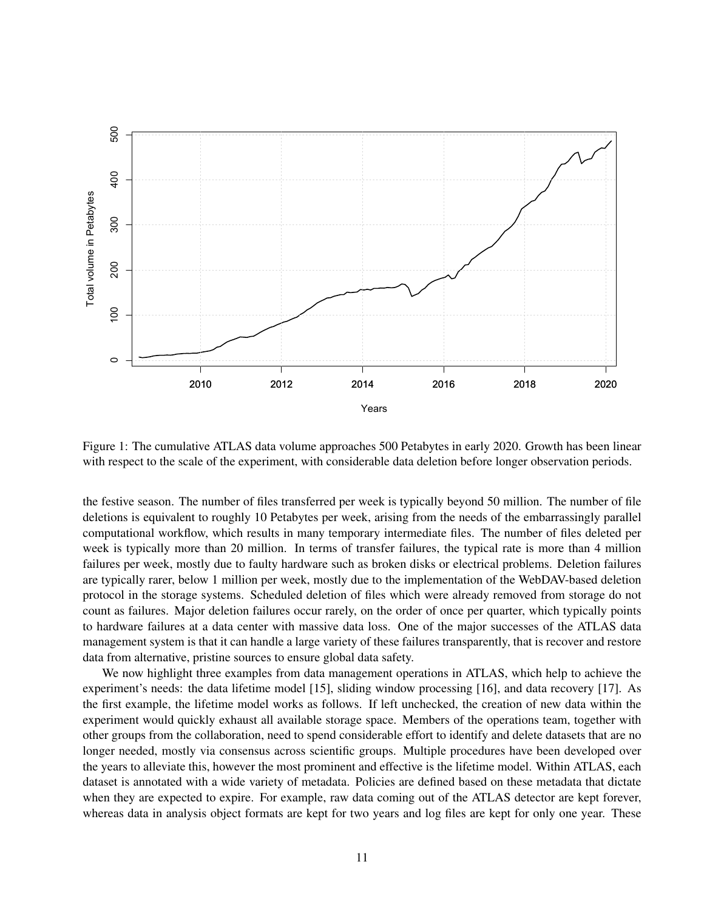Figure 1: The cumulative ATLAS data volume approaches 500 Petabytes in early 2020. Growth has been linear with respect to the scale of the experiment, with considerable data deletion before longer observation periods.

the festive season. The number of files transferred per week is typically beyond 50 million. The number of file deletions is equivalent to roughly 10 Petabytes per week, arising from the needs of the embarrassingly parallel computational workflow, which results in many temporary intermediate files. The number of files deleted per week is typically more than 20 million. In terms of transfer failures, the typical rate is more than 4 million failures per week, mostly due to faulty hardware such as broken disks or electrical problems. Deletion failures are typically rarer, below 1 million per week, mostly due to the implementation of the WebDAV-based deletion protocol in the storage systems. Scheduled deletion of files which were already removed from storage do not count as failures. Major deletion failures occur rarely, on the order of once per quarter, which typically points to hardware failures at a data center with massive data loss. One of the major successes of the ATLAS data management system is that it can handle a large variety of these failures transparently, that is recover and restore data from alternative, pristine sources to ensure global data safety.

We now highlight three examples from data management operations in ATLAS, which help to achieve the experiment's needs: the data lifetime model [15], sliding window processing [16], and data recovery [17]. As the first example, the lifetime model works as follows. If left unchecked, the creation of new data within the experiment would quickly exhaust all available storage space. Members of the operations team, together with other groups from the collaboration, need to spend considerable effort to identify and delete datasets that are no longer needed, mostly via consensus across scientific groups. Multiple procedures have been developed over the years to alleviate this, however the most prominent and effective is the lifetime model. Within ATLAS, each dataset is annotated with a wide variety of metadata. Policies are defined based on these metadata that dictate when they are expected to expire. For example, raw data coming out of the ATLAS detector are kept forever, whereas data in analysis object formats are kept for two years and log files are kept for only one year. These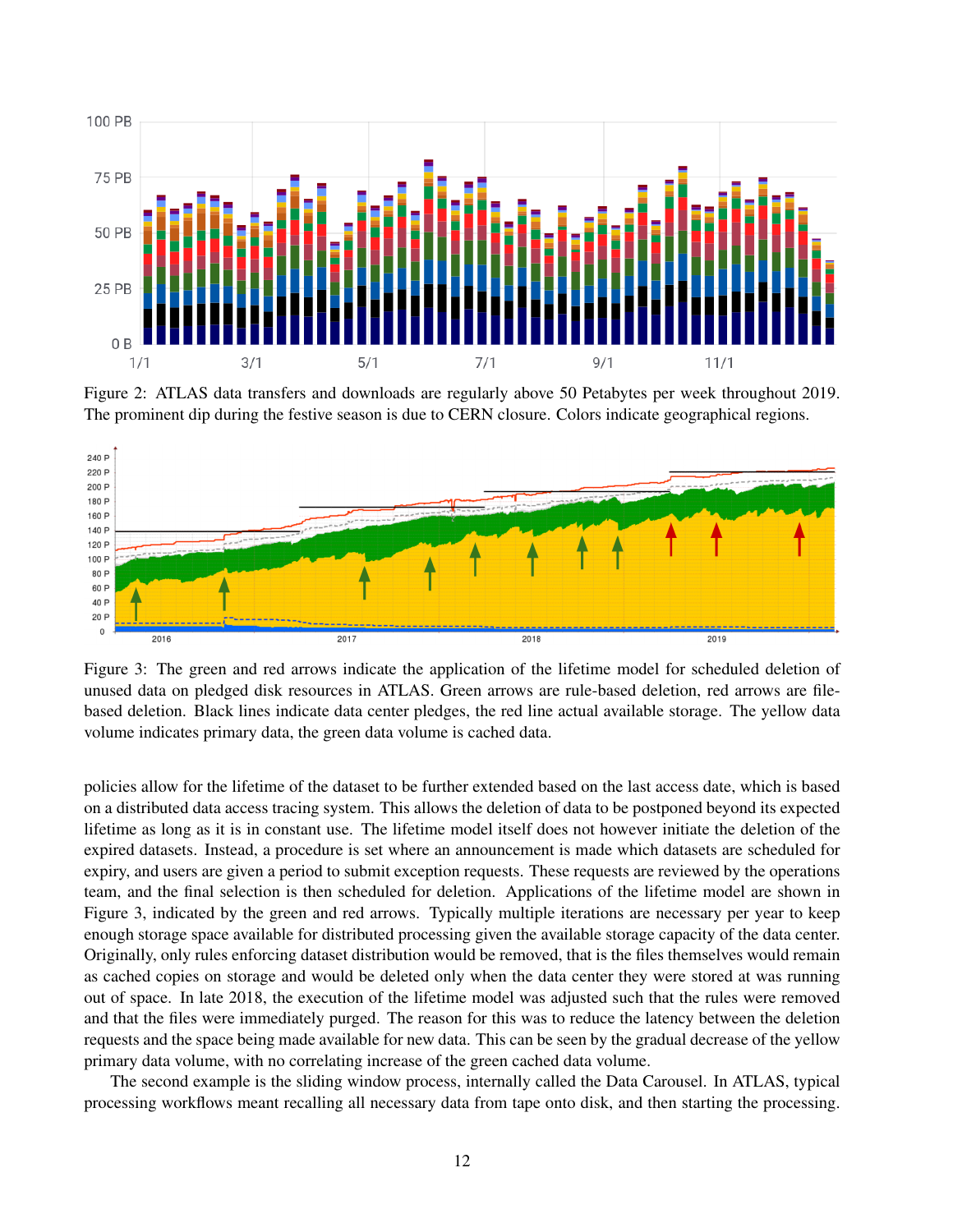Figure 2: ATLAS data transfers and downloads are regularly above 50 Petabytes per week throughout 2019. The prominent dip during the festive season is due to CERN closure. Colors indicate geographical regions.

Figure 3: The green and red arrows indicate the application of the lifetime model for scheduled deletion of unused data on pledged disk resources in ATLAS. Green arrows are rule-based deletion, red arrows are file-based deletion. Black lines indicate data center pledges, the red line actual available storage. The yellow data volume indicates primary data, the green data volume is cached data.

policies allow for the lifetime of the dataset to be further extended based on the last access date, which is based on a distributed data access tracing system. This allows the deletion of data to be postponed beyond its expected lifetime as long as it is in constant use. The lifetime model itself does not however initiate the deletion of the expired datasets. Instead, a procedure is set where an announcement is made which datasets are scheduled for expiry, and users are given a period to submit exception requests. These requests are reviewed by the operations team, and the final selection is then scheduled for deletion. Applications of the lifetime model are shown in Figure 3, indicated by the green and red arrows. Typically multiple iterations are necessary per year to keep enough storage space available for distributed processing given the available storage capacity of the data center. Originally, only rules enforcing dataset distribution would be removed, that is the files themselves would remain as cached copies on storage and would be deleted only when the data center they were stored at was running out of space. In late 2018, the execution of the lifetime model was adjusted such that the rules were removed and that the files were immediately purged. The reason for this was to reduce the latency between the deletion requests and the space being made available for new data. This can be seen by the gradual decrease of the yellow primary data volume, with no correlating increase of the green cached data volume.

The second example is the sliding window process, internally called the Data Carousel. In ATLAS, typical processing workflows meant recalling all necessary data from tape onto disk, and then starting the processing.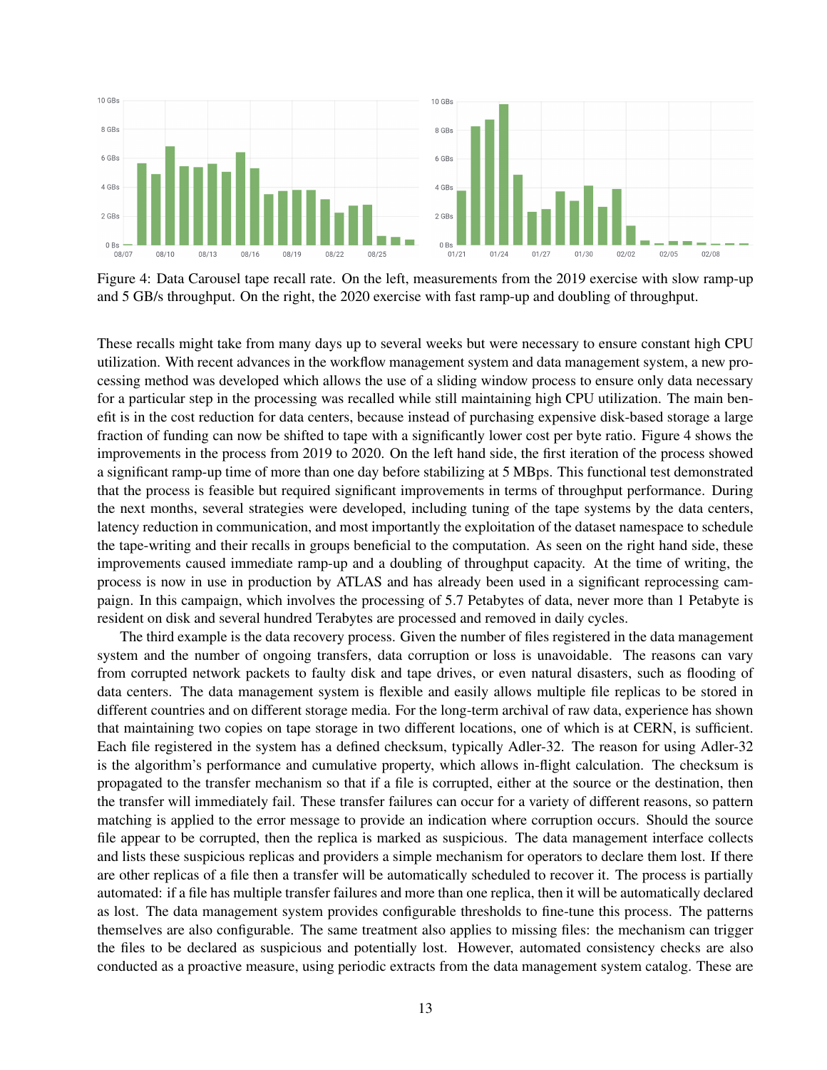Figure 4: Data Carousel tape recall rate. On the left, measurements from the 2019 exercise with slow ramp-up and 5 GB/s throughput. On the right, the 2020 exercise with fast ramp-up and doubling of throughput.

These recalls might take from many days up to several weeks but were necessary to ensure constant high CPU utilization. With recent advances in the workflow management system and data management system, a new processing method was developed which allows the use of a sliding window process to ensure only data necessary for a particular step in the processing was recalled while still maintaining high CPU utilization. The main benefit is in the cost reduction for data centers, because instead of purchasing expensive disk-based storage a large fraction of funding can now be shifted to tape with a significantly lower cost per byte ratio. Figure 4 shows the improvements in the process from 2019 to 2020. On the left hand side, the first iteration of the process showed a significant ramp-up time of more than one day before stabilizing at 5 MBps. This functional test demonstrated that the process is feasible but required significant improvements in terms of throughput performance. During the next months, several strategies were developed, including tuning of the tape systems by the data centers, latency reduction in communication, and most importantly the exploitation of the dataset namespace to schedule the tape-writing and their recalls in groups beneficial to the computation. As seen on the right hand side, these improvements caused immediate ramp-up and a doubling of throughput capacity. At the time of writing, the process is now in use in production by ATLAS and has already been used in a significant reprocessing campaign. In this campaign, which involves the processing of 5.7 Petabytes of data, never more than 1 Petabyte is resident on disk and several hundred Terabytes are processed and removed in daily cycles.

The third example is the data recovery process. Given the number of files registered in the data management system and the number of ongoing transfers, data corruption or loss is unavoidable. The reasons can vary from corrupted network packets to faulty disk and tape drives, or even natural disasters, such as flooding of data centers. The data management system is flexible and easily allows multiple file replicas to be stored in different countries and on different storage media. For the long-term archival of raw data, experience has shown that maintaining two copies on tape storage in two different locations, one of which is at CERN, is sufficient. Each file registered in the system has a defined checksum, typically Adler-32. The reason for using Adler-32 is the algorithm's performance and cumulative property, which allows in-flight calculation. The checksum is propagated to the transfer mechanism so that if a file is corrupted, either at the source or the destination, then the transfer will immediately fail. These transfer failures can occur for a variety of different reasons, so pattern matching is applied to the error message to provide an indication where corruption occurs. Should the source file appear to be corrupted, then the replica is marked as suspicious. The data management interface collects and lists these suspicious replicas and providers a simple mechanism for operators to declare them lost. If there are other replicas of a file then a transfer will be automatically scheduled to recover it. The process is partially automated: if a file has multiple transfer failures and more than one replica, then it will be automatically declared as lost. The data management system provides configurable thresholds to fine-tune this process. The patterns themselves are also configurable. The same treatment also applies to missing files: the mechanism can trigger the files to be declared as suspicious and potentially lost. However, automated consistency checks are also conducted as a proactive measure, using periodic extracts from the data management system catalog. These are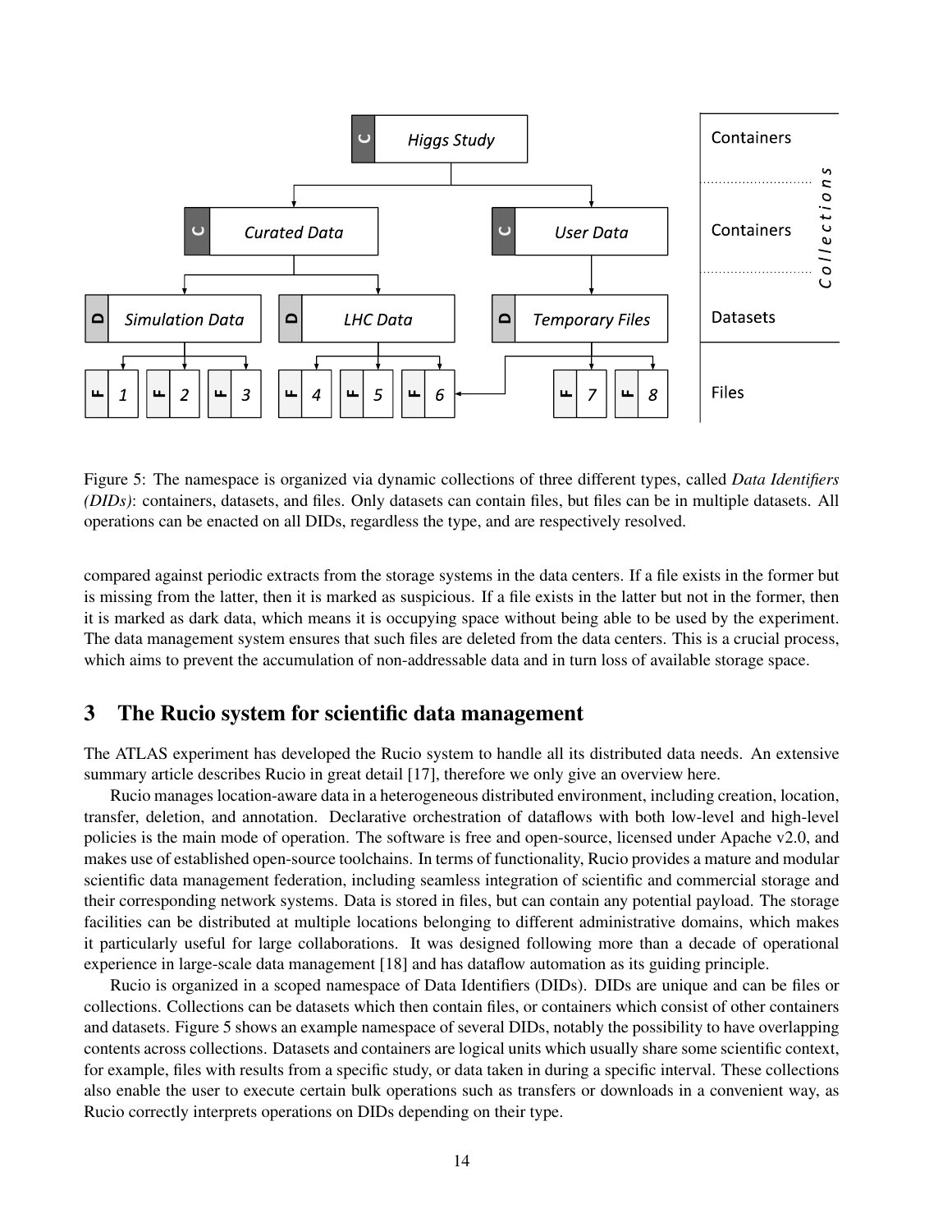Figure 5: The namespace is organized via dynamic collections of three different types, called *Data Identifiers (DIDs)*: containers, datasets, and files. Only datasets can contain files, but files can be in multiple datasets. All operations can be enacted on all DIDs, regardless the type, and are respectively resolved.

compared against periodic extracts from the storage systems in the data centers. If a file exists in the former but is missing from the latter, then it is marked as suspicious. If a file exists in the latter but not in the former, then it is marked as dark data, which means it is occupying space without being able to be used by the experiment. The data management system ensures that such files are deleted from the data centers. This is a crucial process, which aims to prevent the accumulation of non-addressable data and in turn loss of available storage space.

## 3 The Rucio system for scientific data management

The ATLAS experiment has developed the Rucio system to handle all its distributed data needs. An extensive summary article describes Rucio in great detail [17], therefore we only give an overview here.

Rucio manages location-aware data in a heterogeneous distributed environment, including creation, location, transfer, deletion, and annotation. Declarative orchestration of dataflows with both low-level and high-level policies is the main mode of operation. The software is free and open-source, licensed under Apache v2.0, and makes use of established open-source toolchains. In terms of functionality, Rucio provides a mature and modular scientific data management federation, including seamless integration of scientific and commercial storage and their corresponding network systems. Data is stored in files, but can contain any potential payload. The storage facilities can be distributed at multiple locations belonging to different administrative domains, which makes it particularly useful for large collaborations. It was designed following more than a decade of operational experience in large-scale data management [18] and has dataflow automation as its guiding principle.

Rucio is organized in a scoped namespace of Data Identifiers (DIDs). DIDs are unique and can be files or collections. Collections can be datasets which then contain files, or containers which consist of other containers and datasets. Figure 5 shows an example namespace of several DIDs, notably the possibility to have overlapping contents across collections. Datasets and containers are logical units which usually share some scientific context, for example, files with results from a specific study, or data taken in during a specific interval. These collections also enable the user to execute certain bulk operations such as transfers or downloads in a convenient way, as Rucio correctly interprets operations on DIDs depending on their type.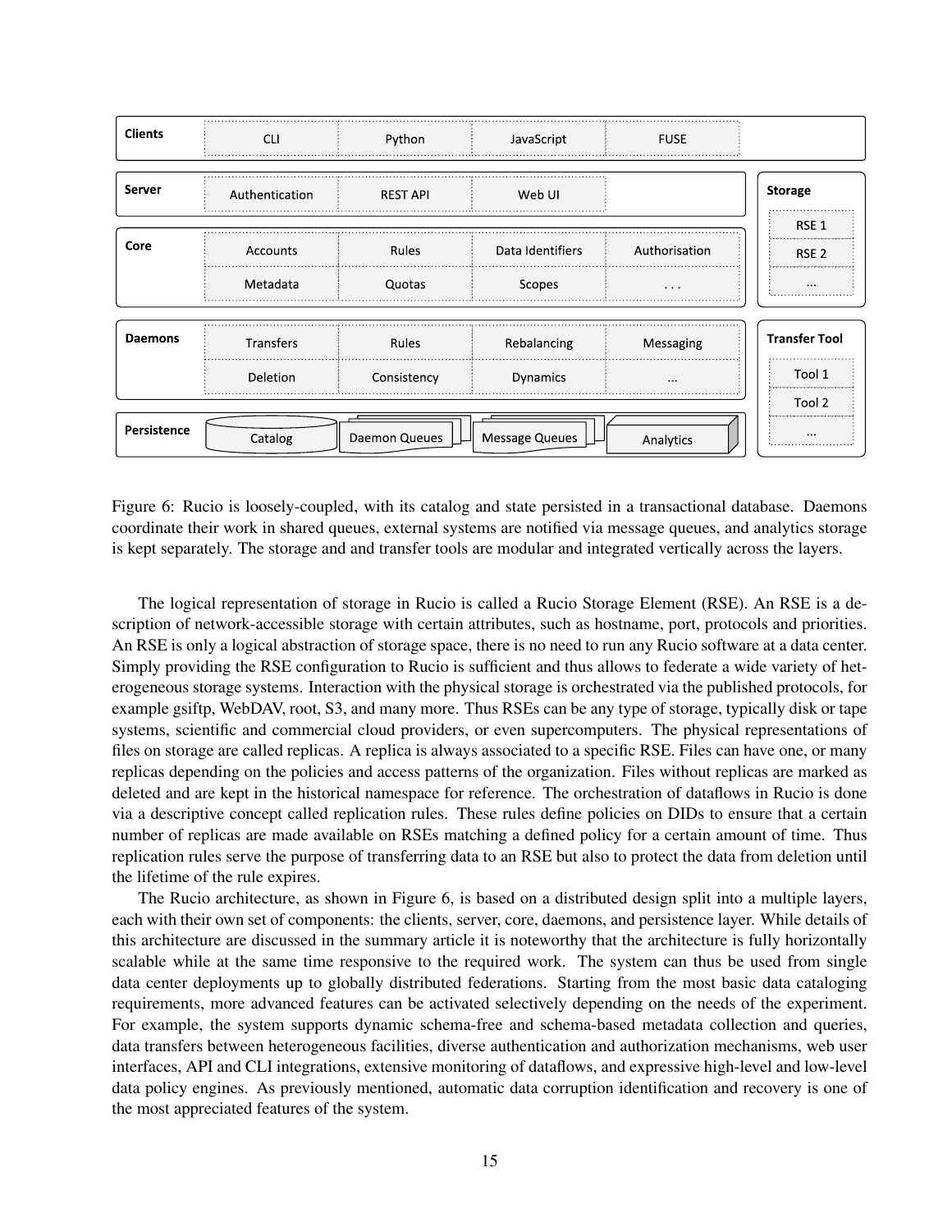Figure 6: Rucio is loosely-coupled, with its catalog and state persisted in a transactional database. Daemons coordinate their work in shared queues, external systems are notified via message queues, and analytics storage is kept separately. The storage and and transfer tools are modular and integrated vertically across the layers.

The logical representation of storage in Rucio is called a Rucio Storage Element (RSE). An RSE is a description of network-accessible storage with certain attributes, such as hostname, port, protocols and priorities. An RSE is only a logical abstraction of storage space, there is no need to run any Rucio software at a data center. Simply providing the RSE configuration to Rucio is sufficient and thus allows to federate a wide variety of heterogeneous storage systems. Interaction with the physical storage is orchestrated via the published protocols, for example gsiftp, WebDAV, root, S3, and many more. Thus RSEs can be any type of storage, typically disk or tape systems, scientific and commercial cloud providers, or even supercomputers. The physical representations of files on storage are called replicas. A replica is always associated to a specific RSE. Files can have one, or many replicas depending on the policies and access patterns of the organization. Files without replicas are marked as deleted and are kept in the historical namespace for reference. The orchestration of dataflows in Rucio is done via a descriptive concept called replication rules. These rules define policies on DIDs to ensure that a certain number of replicas are made available on RSEs matching a defined policy for a certain amount of time. Thus replication rules serve the purpose of transferring data to an RSE but also to protect the data from deletion until the lifetime of the rule expires.

The Rucio architecture, as shown in Figure 6, is based on a distributed design split into a multiple layers, each with their own set of components: the clients, server, core, daemons, and persistence layer. While details of this architecture are discussed in the summary article it is noteworthy that the architecture is fully horizontally scalable while at the same time responsive to the required work. The system can thus be used from single data center deployments up to globally distributed federations. Starting from the most basic data cataloging requirements, more advanced features can be activated selectively depending on the needs of the experiment. For example, the system supports dynamic schema-free and schema-based metadata collection and queries, data transfers between heterogeneous facilities, diverse authentication and authorization mechanisms, web user interfaces, API and CLI integrations, extensive monitoring of dataflows, and expressive high-level and low-level data policy engines. As previously mentioned, automatic data corruption identification and recovery is one of the most appreciated features of the system.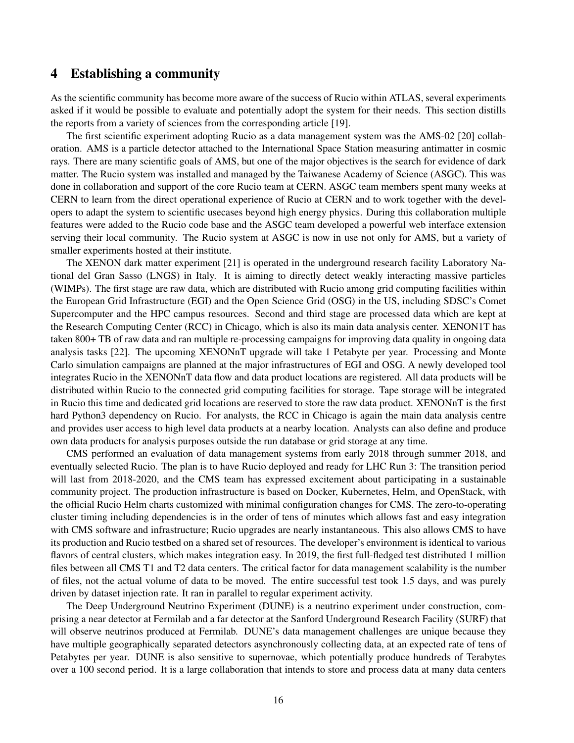# 4 Establishing a community

As the scientific community has become more aware of the success of Rucio within ATLAS, several experiments asked if it would be possible to evaluate and potentially adopt the system for their needs. This section distills the reports from a variety of sciences from the corresponding article [19].

The first scientific experiment adopting Rucio as a data management system was the AMS-02 [20] collaboration. AMS is a particle detector attached to the International Space Station measuring antimatter in cosmic rays. There are many scientific goals of AMS, but one of the major objectives is the search for evidence of dark matter. The Rucio system was installed and managed by the Taiwanese Academy of Science (ASGC). This was done in collaboration and support of the core Rucio team at CERN. ASGC team members spent many weeks at CERN to learn from the direct operational experience of Rucio at CERN and to work together with the developers to adapt the system to scientific usecases beyond high energy physics. During this collaboration multiple features were added to the Rucio code base and the ASGC team developed a powerful web interface extension serving their local community. The Rucio system at ASGC is now in use not only for AMS, but a variety of smaller experiments hosted at their institute.

The XENON dark matter experiment [21] is operated in the underground research facility Laboratory National del Gran Sasso (LNGS) in Italy. It is aiming to directly detect weakly interacting massive particles (WIMPs). The first stage are raw data, which are distributed with Rucio among grid computing facilities within the European Grid Infrastructure (EGI) and the Open Science Grid (OSG) in the US, including SDSC's Comet Supercomputer and the HPC campus resources. Second and third stage are processed data which are kept at the Research Computing Center (RCC) in Chicago, which is also its main data analysis center. XENON1T has taken 800+ TB of raw data and ran multiple re-processing campaigns for improving data quality in ongoing data analysis tasks [22]. The upcoming XENONnT upgrade will take 1 Petabyte per year. Processing and Monte Carlo simulation campaigns are planned at the major infrastructures of EGI and OSG. A newly developed tool integrates Rucio in the XENONnT data flow and data product locations are registered. All data products will be distributed within Rucio to the connected grid computing facilities for storage. Tape storage will be integrated in Rucio this time and dedicated grid locations are reserved to store the raw data product. XENONnT is the first hard Python3 dependency on Rucio. For analysts, the RCC in Chicago is again the main data analysis centre and provides user access to high level data products at a nearby location. Analysts can also define and produce own data products for analysis purposes outside the run database or grid storage at any time.

CMS performed an evaluation of data management systems from early 2018 through summer 2018, and eventually selected Rucio. The plan is to have Rucio deployed and ready for LHC Run 3: The transition period will last from 2018-2020, and the CMS team has expressed excitement about participating in a sustainable community project. The production infrastructure is based on Docker, Kubernetes, Helm, and OpenStack, with the official Rucio Helm charts customized with minimal configuration changes for CMS. The zero-to-operating cluster timing including dependencies is in the order of tens of minutes which allows fast and easy integration with CMS software and infrastructure; Rucio upgrades are nearly instantaneous. This also allows CMS to have its production and Rucio testbed on a shared set of resources. The developer's environment is identical to various flavors of central clusters, which makes integration easy. In 2019, the first full-fledged test distributed 1 million files between all CMS T1 and T2 data centers. The critical factor for data management scalability is the number of files, not the actual volume of data to be moved. The entire successful test took 1.5 days, and was purely driven by dataset injection rate. It ran in parallel to regular experiment activity.

The Deep Underground Neutrino Experiment (DUNE) is a neutrino experiment under construction, comprising a near detector at Fermilab and a far detector at the Sanford Underground Research Facility (SURF) that will observe neutrinos produced at Fermilab. DUNE's data management challenges are unique because they have multiple geographically separated detectors asynchronously collecting data, at an expected rate of tens of Petabytes per year. DUNE is also sensitive to supernovae, which potentially produce hundreds of Terabytes over a 100 second period. It is a large collaboration that intends to store and process data at many data centers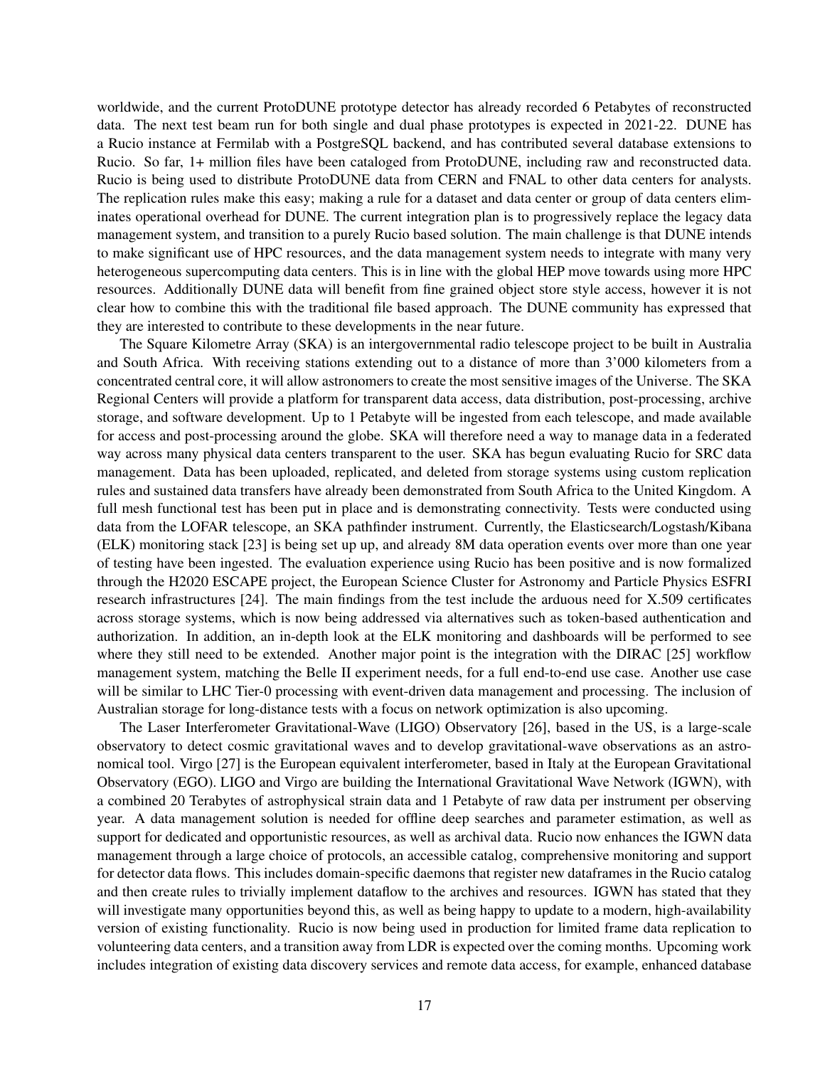worldwide, and the current ProtoDUNE prototype detector has already recorded 6 Petabytes of reconstructed data. The next test beam run for both single and dual phase prototypes is expected in 2021-22. DUNE has a Rucio instance at Fermilab with a PostgreSQL backend, and has contributed several database extensions to Rucio. So far, 1+ million files have been cataloged from ProtoDUNE, including raw and reconstructed data. Rucio is being used to distribute ProtoDUNE data from CERN and FNAL to other data centers for analysts. The replication rules make this easy; making a rule for a dataset and data center or group of data centers eliminates operational overhead for DUNE. The current integration plan is to progressively replace the legacy data management system, and transition to a purely Rucio based solution. The main challenge is that DUNE intends to make significant use of HPC resources, and the data management system needs to integrate with many very heterogeneous supercomputing data centers. This is in line with the global HEP move towards using more HPC resources. Additionally DUNE data will benefit from fine grained object store style access, however it is not clear how to combine this with the traditional file based approach. The DUNE community has expressed that they are interested to contribute to these developments in the near future.

The Square Kilometre Array (SKA) is an intergovernmental radio telescope project to be built in Australia and South Africa. With receiving stations extending out to a distance of more than 3'000 kilometers from a concentrated central core, it will allow astronomers to create the most sensitive images of the Universe. The SKA Regional Centers will provide a platform for transparent data access, data distribution, post-processing, archive storage, and software development. Up to 1 Petabyte will be ingested from each telescope, and made available for access and post-processing around the globe. SKA will therefore need a way to manage data in a federated way across many physical data centers transparent to the user. SKA has begun evaluating Rucio for SRC data management. Data has been uploaded, replicated, and deleted from storage systems using custom replication rules and sustained data transfers have already been demonstrated from South Africa to the United Kingdom. A full mesh functional test has been put in place and is demonstrating connectivity. Tests were conducted using data from the LOFAR telescope, an SKA pathfinder instrument. Currently, the Elasticsearch/Logstash/Kibana (ELK) monitoring stack [23] is being set up up, and already 8M data operation events over more than one year of testing have been ingested. The evaluation experience using Rucio has been positive and is now formalized through the H2020 ESCAPE project, the European Science Cluster for Astronomy and Particle Physics ESFRI research infrastructures [24]. The main findings from the test include the arduous need for X.509 certificates across storage systems, which is now being addressed via alternatives such as token-based authentication and authorization. In addition, an in-depth look at the ELK monitoring and dashboards will be performed to see where they still need to be extended. Another major point is the integration with the DIRAC [25] workflow management system, matching the Belle II experiment needs, for a full end-to-end use case. Another use case will be similar to LHC Tier-0 processing with event-driven data management and processing. The inclusion of Australian storage for long-distance tests with a focus on network optimization is also upcoming.

The Laser Interferometer Gravitational-Wave (LIGO) Observatory [26], based in the US, is a large-scale observatory to detect cosmic gravitational waves and to develop gravitational-wave observations as an astronomical tool. Virgo [27] is the European equivalent interferometer, based in Italy at the European Gravitational Observatory (EGO). LIGO and Virgo are building the International Gravitational Wave Network (IGWN), with a combined 20 Terabytes of astrophysical strain data and 1 Petabyte of raw data per instrument per observing year. A data management solution is needed for offline deep searches and parameter estimation, as well as support for dedicated and opportunistic resources, as well as archival data. Rucio now enhances the IGWN data management through a large choice of protocols, an accessible catalog, comprehensive monitoring and support for detector data flows. This includes domain-specific daemons that register new dataframes in the Rucio catalog and then create rules to trivially implement dataflow to the archives and resources. IGWN has stated that they will investigate many opportunities beyond this, as well as being happy to update to a modern, high-availability version of existing functionality. Rucio is now being used in production for limited frame data replication to volunteering data centers, and a transition away from LDR is expected over the coming months. Upcoming work includes integration of existing data discovery services and remote data access, for example, enhanced database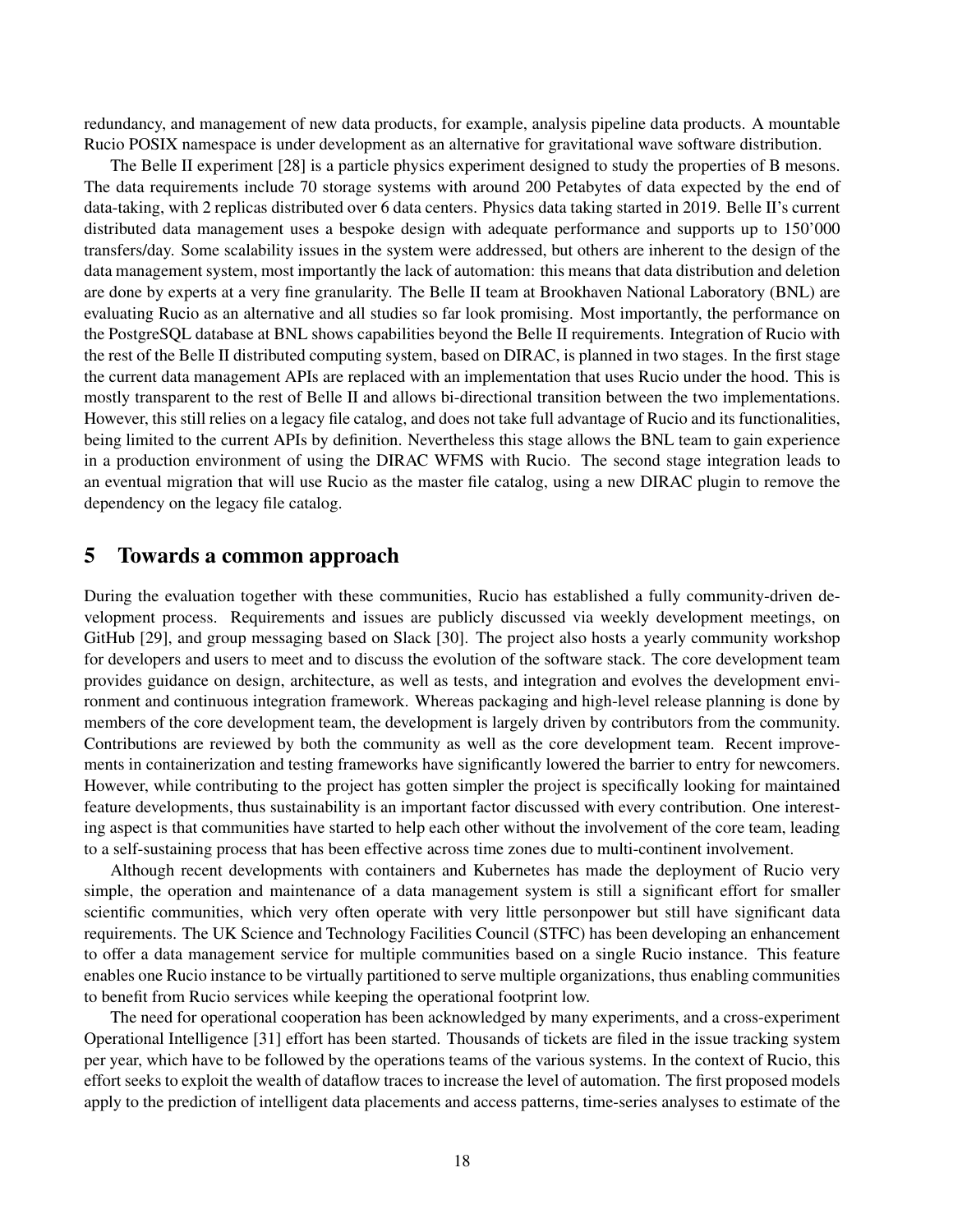redundancy, and management of new data products, for example, analysis pipeline data products. A mountable Rucio POSIX namespace is under development as an alternative for gravitational wave software distribution.

The Belle II experiment [28] is a particle physics experiment designed to study the properties of B mesons. The data requirements include 70 storage systems with around 200 Petabytes of data expected by the end of data-taking, with 2 replicas distributed over 6 data centers. Physics data taking started in 2019. Belle II's current distributed data management uses a bespoke design with adequate performance and supports up to 150'000 transfers/day. Some scalability issues in the system were addressed, but others are inherent to the design of the data management system, most importantly the lack of automation: this means that data distribution and deletion are done by experts at a very fine granularity. The Belle II team at Brookhaven National Laboratory (BNL) are evaluating Rucio as an alternative and all studies so far look promising. Most importantly, the performance on the PostgreSQL database at BNL shows capabilities beyond the Belle II requirements. Integration of Rucio with the rest of the Belle II distributed computing system, based on DIRAC, is planned in two stages. In the first stage the current data management APIs are replaced with an implementation that uses Rucio under the hood. This is mostly transparent to the rest of Belle II and allows bi-directional transition between the two implementations. However, this still relies on a legacy file catalog, and does not take full advantage of Rucio and its functionalities, being limited to the current APIs by definition. Nevertheless this stage allows the BNL team to gain experience in a production environment of using the DIRAC WFMS with Rucio. The second stage integration leads to an eventual migration that will use Rucio as the master file catalog, using a new DIRAC plugin to remove the dependency on the legacy file catalog.

## 5 Towards a common approach

During the evaluation together with these communities, Rucio has established a fully community-driven development process. Requirements and issues are publicly discussed via weekly development meetings, on GitHub [29], and group messaging based on Slack [30]. The project also hosts a yearly community workshop for developers and users to meet and to discuss the evolution of the software stack. The core development team provides guidance on design, architecture, as well as tests, and integration and evolves the development environment and continuous integration framework. Whereas packaging and high-level release planning is done by members of the core development team, the development is largely driven by contributors from the community. Contributions are reviewed by both the community as well as the core development team. Recent improvements in containerization and testing frameworks have significantly lowered the barrier to entry for newcomers. However, while contributing to the project has gotten simpler the project is specifically looking for maintained feature developments, thus sustainability is an important factor discussed with every contribution. One interesting aspect is that communities have started to help each other without the involvement of the core team, leading to a self-sustaining process that has been effective across time zones due to multi-continent involvement.

Although recent developments with containers and Kubernetes has made the deployment of Rucio very simple, the operation and maintenance of a data management system is still a significant effort for smaller scientific communities, which very often operate with very little personpower but still have significant data requirements. The UK Science and Technology Facilities Council (STFC) has been developing an enhancement to offer a data management service for multiple communities based on a single Rucio instance. This feature enables one Rucio instance to be virtually partitioned to serve multiple organizations, thus enabling communities to benefit from Rucio services while keeping the operational footprint low.

The need for operational cooperation has been acknowledged by many experiments, and a cross-experiment Operational Intelligence [31] effort has been started. Thousands of tickets are filed in the issue tracking system per year, which have to be followed by the operations teams of the various systems. In the context of Rucio, this effort seeks to exploit the wealth of dataflow traces to increase the level of automation. The first proposed models apply to the prediction of intelligent data placements and access patterns, time-series analyses to estimate of the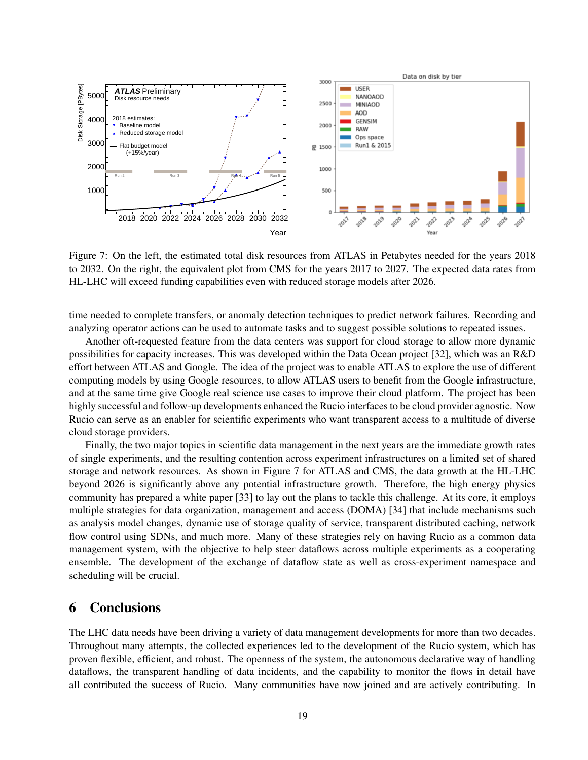Figure 7: On the left, the estimated total disk resources from ATLAS in Petabytes needed for the years 2018 to 2032. On the right, the equivalent plot from CMS for the years 2017 to 2027. The expected data rates from HL-LHC will exceed funding capabilities even with reduced storage models after 2026.

time needed to complete transfers, or anomaly detection techniques to predict network failures. Recording and analyzing operator actions can be used to automate tasks and to suggest possible solutions to repeated issues.

Another oft-requested feature from the data centers was support for cloud storage to allow more dynamic possibilities for capacity increases. This was developed within the Data Ocean project [32], which was an R&D effort between ATLAS and Google. The idea of the project was to enable ATLAS to explore the use of different computing models by using Google resources, to allow ATLAS users to benefit from the Google infrastructure, and at the same time give Google real science use cases to improve their cloud platform. The project has been highly successful and follow-up developments enhanced the Rucio interfaces to be cloud provider agnostic. Now Rucio can serve as an enabler for scientific experiments who want transparent access to a multitude of diverse cloud storage providers.

Finally, the two major topics in scientific data management in the next years are the immediate growth rates of single experiments, and the resulting contention across experiment infrastructures on a limited set of shared storage and network resources. As shown in Figure 7 for ATLAS and CMS, the data growth at the HL-LHC beyond 2026 is significantly above any potential infrastructure growth. Therefore, the high energy physics community has prepared a white paper [33] to lay out the plans to tackle this challenge. At its core, it employs multiple strategies for data organization, management and access (DOMA) [34] that include mechanisms such as analysis model changes, dynamic use of storage quality of service, transparent distributed caching, network flow control using SDNs, and much more. Many of these strategies rely on having Rucio as a common data management system, with the objective to help steer dataflows across multiple experiments as a cooperating ensemble. The development of the exchange of dataflow state as well as cross-experiment namespace and scheduling will be crucial.

## 6 Conclusions

The LHC data needs have been driving a variety of data management developments for more than two decades. Throughout many attempts, the collected experiences led to the development of the Rucio system, which has proven flexible, efficient, and robust. The openness of the system, the autonomous declarative way of handling dataflows, the transparent handling of data incidents, and the capability to monitor the flows in detail have all contributed the success of Rucio. Many communities have now joined and are actively contributing. In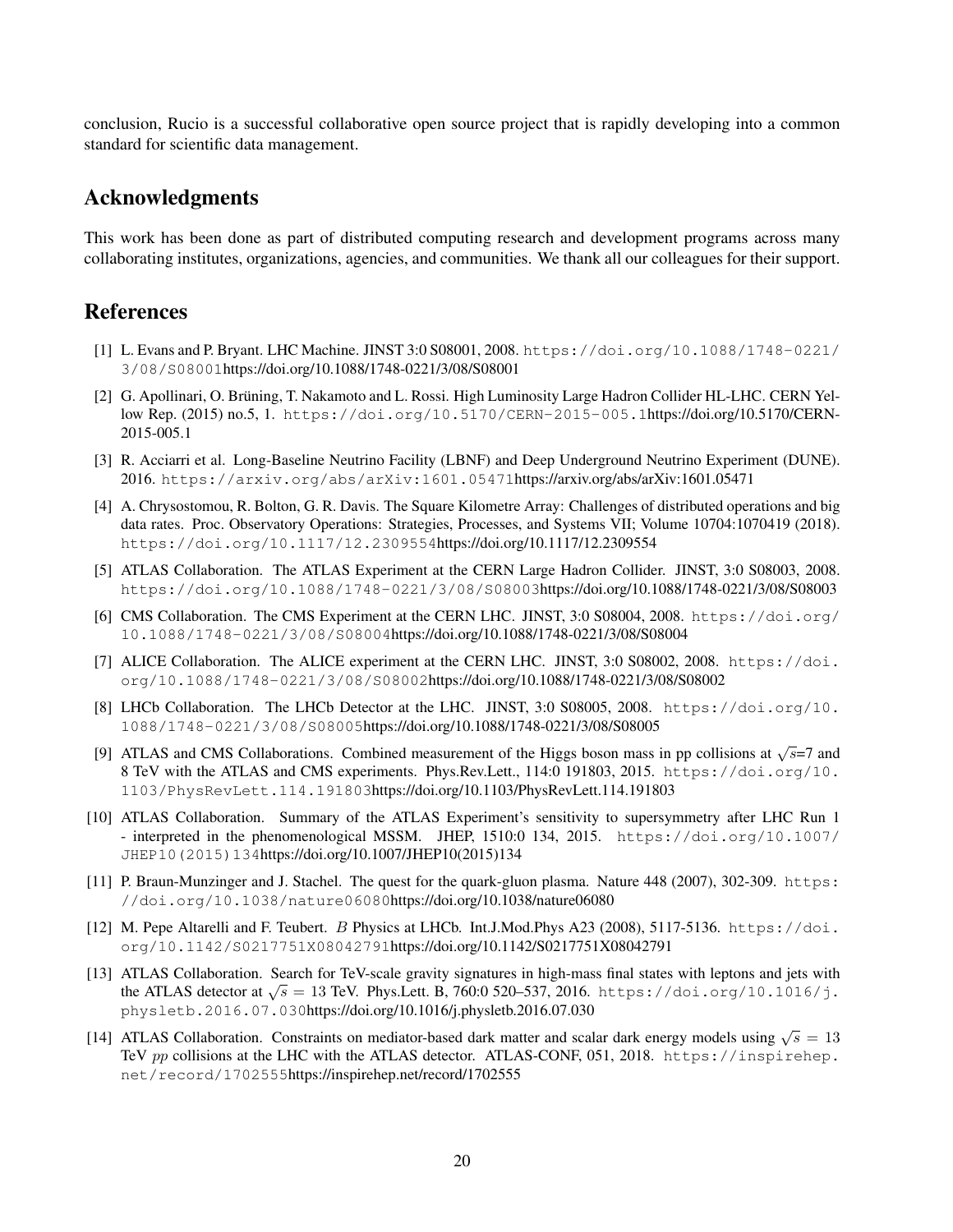conclusion, Rucio is a successful collaborative open source project that is rapidly developing into a common standard for scientific data management.

## Acknowledgments

This work has been done as part of distributed computing research and development programs across many collaborating institutes, organizations, agencies, and communities. We thank all our colleagues for their support.

## References

[1] L. Evans and P. Bryant. LHC Machine. JINST 3:0 S08001, 2008. https://doi.org/10.1088/1748-0221/3/08/S08001https://doi.org/10.1088/1748-0221/3/08/S08001

[2] G. Apollinari, O. Brüning, T. Nakamoto and L. Rossi. High Luminosity Large Hadron Collider HL-LHC. CERN Yellow Rep. (2015) no.5, 1. https://doi.org/10.5170/CERN-2015-005.1https://doi.org/10.5170/CERN-2015-005.1

[3] R. Acciarri et al. Long-Baseline Neutrino Facility (LBNF) and Deep Underground Neutrino Experiment (DUNE). 2016. https://arxiv.org/abs/arXiv:1601.05471https://arxiv.org/abs/arXiv:1601.05471

[4] A. Chrysostomou, R. Bolton, G. R. Davis. The Square Kilometre Array: Challenges of distributed operations and big data rates. Proc. Observatory Operations: Strategies, Processes, and Systems VII; Volume 10704:1070419 (2018). https://doi.org/10.1117/12.2309554https://doi.org/10.1117/12.2309554

[5] ATLAS Collaboration. The ATLAS Experiment at the CERN Large Hadron Collider. JINST, 3:0 S08003, 2008. https://doi.org/10.1088/1748-0221/3/08/S08003https://doi.org/10.1088/1748-0221/3/08/S08003

[6] CMS Collaboration. The CMS Experiment at the CERN LHC. JINST, 3:0 S08004, 2008. https://doi.org/10.1088/1748-0221/3/08/S08004https://doi.org/10.1088/1748-0221/3/08/S08004

[7] ALICE Collaboration. The ALICE experiment at the CERN LHC. JINST, 3:0 S08002, 2008. https://doi.org/10.1088/1748-0221/3/08/S08002https://doi.org/10.1088/1748-0221/3/08/S08002

[8] LHCb Collaboration. The LHCb Detector at the LHC. JINST, 3:0 S08005, 2008. https://doi.org/10.1088/1748-0221/3/08/S08005https://doi.org/10.1088/1748-0221/3/08/S08005

[9] ATLAS and CMS Collaborations. Combined measurement of the Higgs boson mass in pp collisions at $\sqrt{s}$=7 and 8 TeV with the ATLAS and CMS experiments. Phys.Rev.Lett., 114:0 191803, 2015. https://doi.org/10.1103/PhysRevLett.114.191803https://doi.org/10.1103/PhysRevLett.114.191803

[10] ATLAS Collaboration. Summary of the ATLAS Experiment's sensitivity to supersymmetry after LHC Run 1 - interpreted in the phenomenological MSSM. JHEP, 1510:0 134, 2015. https://doi.org/10.1007/JHEP10(2015)134https://doi.org/10.1007/JHEP10(2015)134

[11] P. Braun-Munzinger and J. Stachel. The quest for the quark-gluon plasma. Nature 448 (2007), 302-309. https://doi.org/10.1038/nature06080https://doi.org/10.1038/nature06080

[12] M. Pepe Altarelli and F. Teubert. $B$ Physics at LHCb. Int.J.Mod.Phys A23 (2008), 5117-5136. https://doi.org/10.1142/S0217751X08042791https://doi.org/10.1142/S0217751X08042791

[13] ATLAS Collaboration. Search for TeV-scale gravity signatures in high-mass final states with leptons and jets with the ATLAS detector at $\sqrt{s} = 13$ TeV. Phys.Lett. B, 760:0 520–537, 2016. https://doi.org/10.1016/j.physletb.2016.07.030https://doi.org/10.1016/j.physletb.2016.07.030

[14] ATLAS Collaboration. Constraints on mediator-based dark matter and scalar dark energy models using $\sqrt{s} = 13$ TeV *pp* collisions at the LHC with the ATLAS detector. ATLAS-CONF, 051, 2018. https://inspirehep.net/record/1702555https://inspirehep.net/record/1702555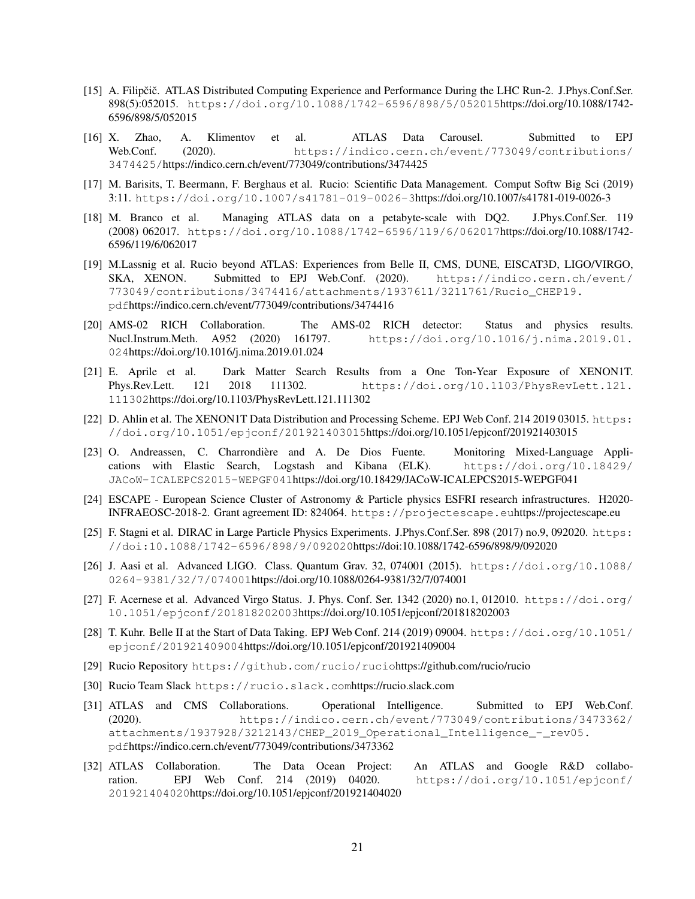[15] A. Filipčič. ATLAS Distributed Computing Experience and Performance During the LHC Run-2. J.Phys.Conf.Ser. 898(5):052015. https://doi.org/10.1088/1742-6596/898/5/052015https://doi.org/10.1088/1742-6596/898/5/052015

[16] X. Zhao, A. Klimentov et al. ATLAS Data Carousel. Submitted to EPJ Web.Conf. (2020). https://indico.cern.ch/event/773049/contributions/3474425/https://indico.cern.ch/event/773049/contributions/3474425

[17] M. Barisits, T. Beermann, F. Berghaus et al. Rucio: Scientific Data Management. Comput Softw Big Sci (2019) 3:11. https://doi.org/10.1007/s41781-019-0026-3https://doi.org/10.1007/s41781-019-0026-3

[18] M. Branco et al. Managing ATLAS data on a petabyte-scale with DQ2. J.Phys.Conf.Ser. 119 (2008) 062017. https://doi.org/10.1088/1742-6596/119/6/062017https://doi.org/10.1088/1742-6596/119/6/062017

[19] M.Lassnig et al. Rucio beyond ATLAS: Experiences from Belle II, CMS, DUNE, EISCAT3D, LIGO/VIRGO, SKA, XENON. Submitted to EPJ Web.Conf. (2020). https://indico.cern.ch/event/773049/contributions/3474416/attachments/1937611/3211761/Rucio_CHEP19.pdfhttps://indico.cern.ch/event/773049/contributions/3474416

[20] AMS-02 RICH Collaboration. The AMS-02 RICH detector: Status and physics results. Nucl.Instrum.Meth. A952 (2020) 161797. https://doi.org/10.1016/j.nima.2019.01.024https://doi.org/10.1016/j.nima.2019.01.024

[21] E. Aprile et al. Dark Matter Search Results from a One Ton-Year Exposure of XENON1T. Phys.Rev.Lett. 121 2018 111302. https://doi.org/10.1103/PhysRevLett.121.111302https://doi.org/10.1103/PhysRevLett.121.111302

[22] D. Ahlin et al. The XENON1T Data Distribution and Processing Scheme. EPJ Web Conf. 214 2019 03015. https://doi.org/10.1051/epjconf/201921403015https://doi.org/10.1051/epjconf/201921403015

[23] O. Andreassen, C. Charrondière and A. De Dios Fuente. Monitoring Mixed-Language Applications with Elastic Search, Logstash and Kibana (ELK). https://doi.org/10.18429/JACoW-ICALEPCS2015-WEPGF041https://doi.org/10.18429/JACoW-ICALEPCS2015-WEPGF041

[24] ESCAPE - European Science Cluster of Astronomy & Particle physics ESFRI research infrastructures. H2020-INFRAEOSC-2018-2. Grant agreement ID: 824064. https://projectescape.euhttps://projectescape.eu

[25] F. Stagni et al. DIRAC in Large Particle Physics Experiments. J.Phys.Conf.Ser. 898 (2017) no.9, 092020. https://doi:10.1088/1742-6596/898/9/092020https://doi:10.1088/1742-6596/898/9/092020

[26] J. Aasi et al. Advanced LIGO. Class. Quantum Grav. 32, 074001 (2015). https://doi.org/10.1088/0264-9381/32/7/074001https://doi.org/10.1088/0264-9381/32/7/074001

[27] F. Acernese et al. Advanced Virgo Status. J. Phys. Conf. Ser. 1342 (2020) no.1, 012010. https://doi.org/10.1051/epjconf/201818202003https://doi.org/10.1051/epjconf/201818202003

[28] T. Kuhr. Belle II at the Start of Data Taking. EPJ Web Conf. 214 (2019) 09004. https://doi.org/10.1051/epjconf/201921409004https://doi.org/10.1051/epjconf/201921409004

[29] Rucio Repository https://github.com/rucio/ruciohttps://github.com/rucio/rucio

[30] Rucio Team Slack https://rucio.slack.comhttps://rucio.slack.com

[31] ATLAS and CMS Collaborations. Operational Intelligence. Submitted to EPJ Web.Conf. (2020). https://indico.cern.ch/event/773049/contributions/3473362/attachments/1937928/3212143/CHEP_2019_Operational_Intelligence_-_rev05.pdfhttps://indico.cern.ch/event/773049/contributions/3473362

[32] ATLAS Collaboration. The Data Ocean Project: An ATLAS and Google R&D collaboration. EPJ Web Conf. 214 (2019) 04020. https://doi.org/10.1051/epjconf/201921404020https://doi.org/10.1051/epjconf/201921404020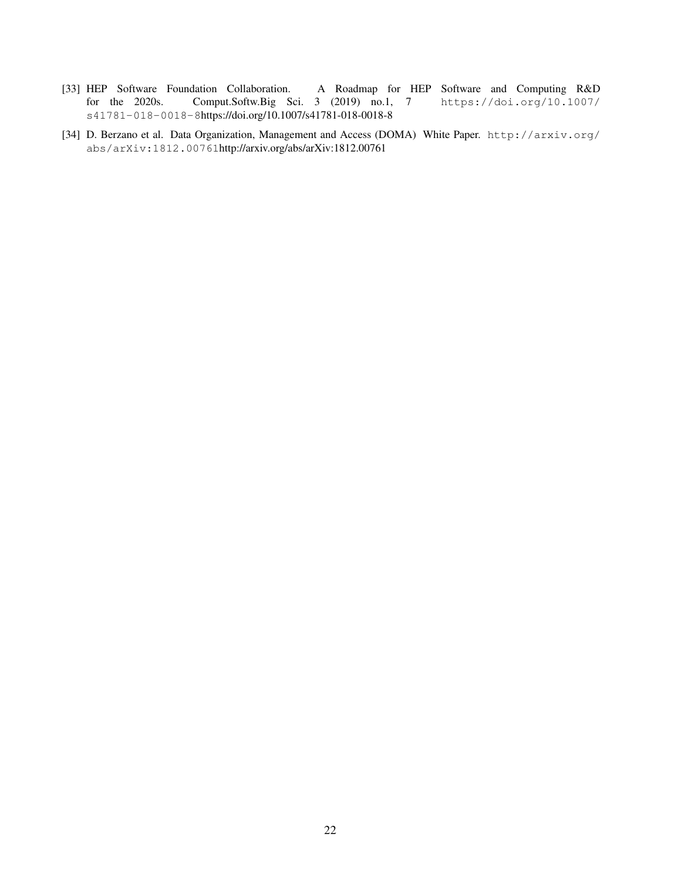[33] HEP Software Foundation Collaboration. A Roadmap for HEP Software and Computing R&D for the 2020s. Comput.Softw.Big Sci. 3 (2019) no.1, 7 `https://doi.org/10.1007/s41781-018-0018-8`https://doi.org/10.1007/s41781-018-0018-8

[34] D. Berzano et al. Data Organization, Management and Access (DOMA) White Paper. `http://arxiv.org/abs/arXiv:1812.00761`http://arxiv.org/abs/arXiv:1812.00761